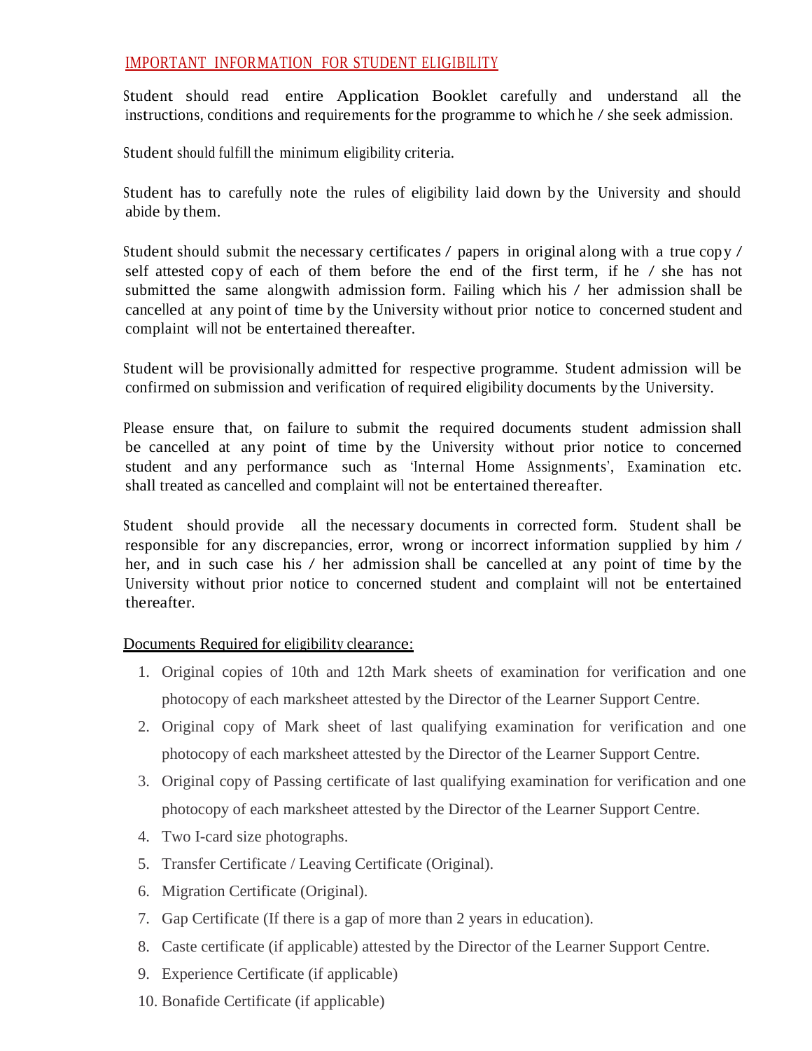## IMPORTANT INFORMATION FOR STUDENT ELIGIBILITY

Student should read entire Application Booklet carefully and understand all the instructions, conditions and requirements for the programme to which he / she seek admission.

Student should fulfill the minimum eligibility criteria.

Student has to carefully note the rules of eligibility laid down by the University and should abide by them.

Student should submit the necessary certificates / papers in original along with a true copy / self attested copy of each of them before the end of the first term, if he / she has not submitted the same alongwith admission form. Failing which his / her admission shall be cancelled at any point of time by the University without prior notice to concerned student and complaint will not be entertained thereafter.

Student will be provisionally admitted for respective programme. Student admission will be confirmed on submission and verification of required eligibility documents by the University.

Please ensure that, on failure to submit the required documents student admission shall be cancelled at any point of time by the University without prior notice to concerned student and any performance such as 'Internal Home Assignments', Examination etc. shall treated as cancelled and complaint will not be entertained thereafter.

Student should provide all the necessary documents in corrected form. Student shall be responsible for any discrepancies, error, wrong or incorrect information supplied by him / her, and in such case his / her admission shall be cancelled at any point of time by the University without prior notice to concerned student and complaint will not be entertained thereafter.

Documents Required for eligibility clearance:

1. Original copies of 10th and 12th Mark sheets of examination for verification and one photocopy of each marksheet attested by the Director of the Learner Support Centre.
2. Original copy of Mark sheet of last qualifying examination for verification and one photocopy of each marksheet attested by the Director of the Learner Support Centre.
3. Original copy of Passing certificate of last qualifying examination for verification and one photocopy of each marksheet attested by the Director of the Learner Support Centre.
4. Two I-card size photographs.
5. Transfer Certificate / Leaving Certificate (Original).
6. Migration Certificate (Original).
7. Gap Certificate (If there is a gap of more than 2 years in education).
8. Caste certificate (if applicable) attested by the Director of the Learner Support Centre.
9. Experience Certificate (if applicable)
10. Bonafide Certificate (if applicable)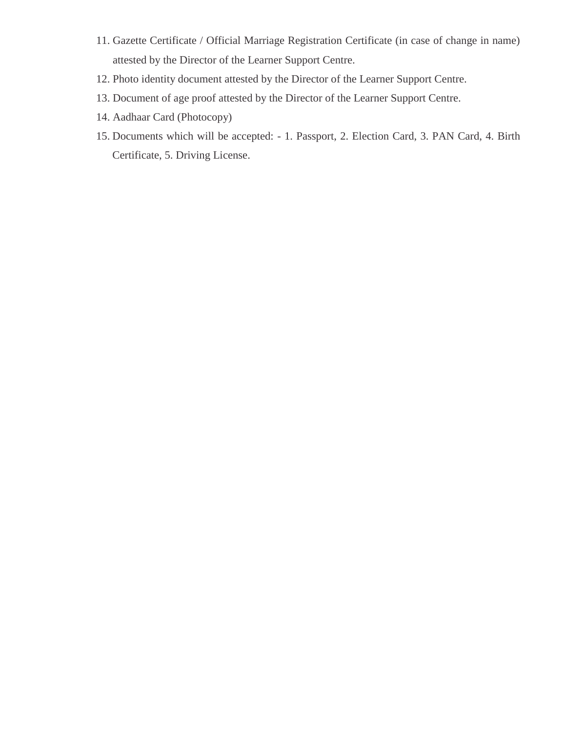11. Gazette Certificate / Official Marriage Registration Certificate (in case of change in name) attested by the Director of the Learner Support Centre.
12. Photo identity document attested by the Director of the Learner Support Centre.
13. Document of age proof attested by the Director of the Learner Support Centre.
14. Aadhaar Card (Photocopy)
15. Documents which will be accepted: - 1. Passport, 2. Election Card, 3. PAN Card, 4. Birth Certificate, 5. Driving License.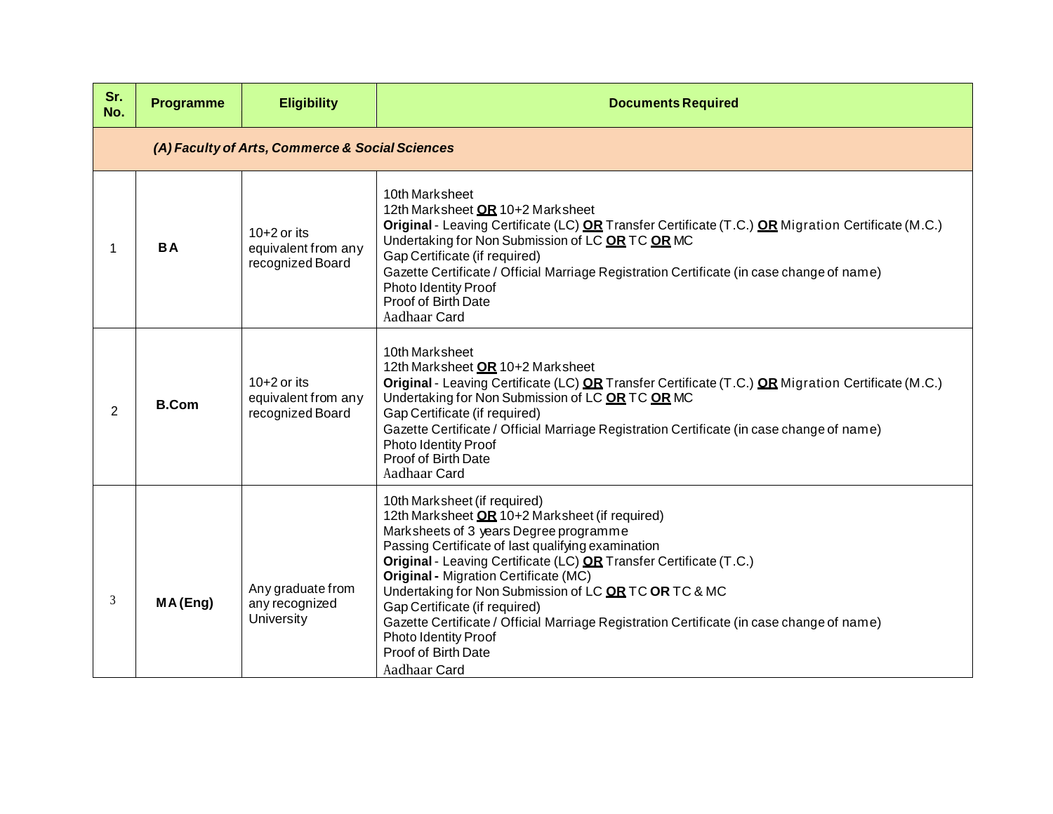| Sr. No. | Programme | Eligibility | Documents Required |
|---|---|---|---|
| ***(A) Faculty of Arts, Commerce & Social Sciences*** | | | |
| 1 | **BA** | 10+2 or its equivalent from any recognized Board | 10th Marksheet<br>12th Marksheet **OR** 10+2 Marksheet<br>**Original** - Leaving Certificate (LC) **OR** Transfer Certificate (T.C.) **OR** Migration Certificate (M.C.)<br>Undertaking for Non Submission of LC **OR** TC **OR** MC<br>Gap Certificate (if required)<br>Gazette Certificate / Official Marriage Registration Certificate (in case change of name)<br>Photo Identity Proof<br>Proof of Birth Date<br>Aadhaar Card |
| 2 | **B.Com** | 10+2 or its equivalent from any recognized Board | 10th Marksheet<br>12th Marksheet **OR** 10+2 Marksheet<br>**Original** - Leaving Certificate (LC) **OR** Transfer Certificate (T.C.) **OR** Migration Certificate (M.C.)<br>Undertaking for Non Submission of LC **OR** TC **OR** MC<br>Gap Certificate (if required)<br>Gazette Certificate / Official Marriage Registration Certificate (in case change of name)<br>Photo Identity Proof<br>Proof of Birth Date<br>Aadhaar Card |
| 3 | **MA (Eng)** | Any graduate from any recognized University | 10th Marksheet (if required)<br>12th Marksheet **OR** 10+2 Marksheet (if required)<br>Marksheets of 3 years Degree programme<br>Passing Certificate of last qualifying examination<br>**Original** - Leaving Certificate (LC) **OR** Transfer Certificate (T.C.)<br>**Original -** Migration Certificate (MC)<br>Undertaking for Non Submission of LC **OR** TC **OR** TC & MC<br>Gap Certificate (if required)<br>Gazette Certificate / Official Marriage Registration Certificate (in case change of name)<br>Photo Identity Proof<br>Proof of Birth Date<br>Aadhaar Card |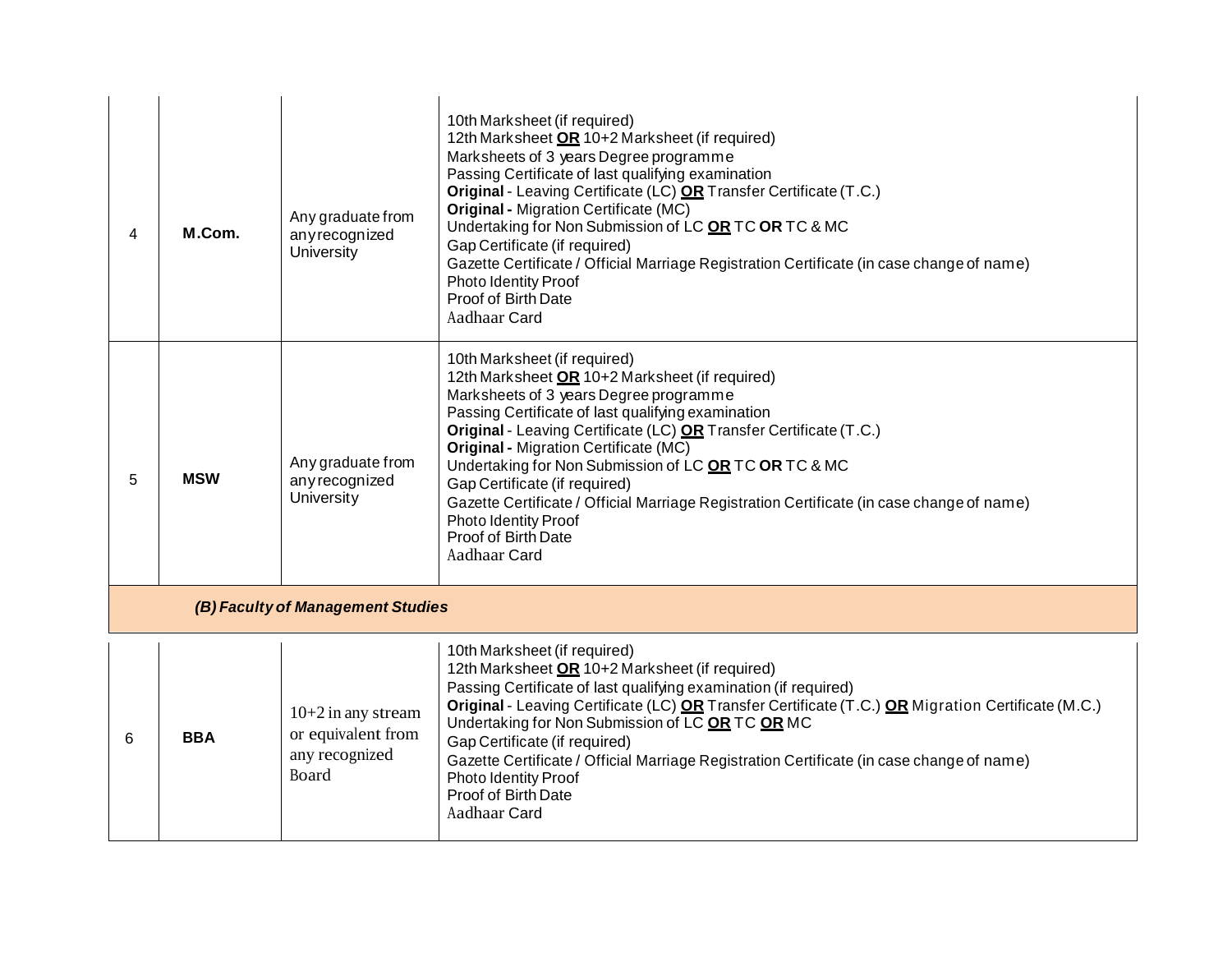| | | | |
|---|---|---|---|
| 4 | **M.Com.** | Any graduate from any recognized University | 10th Marksheet (if required)<br>12th Marksheet **OR** 10+2 Marksheet (if required)<br>Marksheets of 3 years Degree programme<br>Passing Certificate of last qualifying examination<br>**Original** - Leaving Certificate (LC) **OR** Transfer Certificate (T.C.)<br>**Original -** Migration Certificate (MC)<br>Undertaking for Non Submission of LC **OR** TC **OR** TC & MC<br>Gap Certificate (if required)<br>Gazette Certificate / Official Marriage Registration Certificate (in case change of name)<br>Photo Identity Proof<br>Proof of Birth Date<br>Aadhaar Card |
| 5 | **MSW** | Any graduate from any recognized University | 10th Marksheet (if required)<br>12th Marksheet **OR** 10+2 Marksheet (if required)<br>Marksheets of 3 years Degree programme<br>Passing Certificate of last qualifying examination<br>**Original** - Leaving Certificate (LC) **OR** Transfer Certificate (T.C.)<br>**Original -** Migration Certificate (MC)<br>Undertaking for Non Submission of LC **OR** TC **OR** TC & MC<br>Gap Certificate (if required)<br>Gazette Certificate / Official Marriage Registration Certificate (in case change of name)<br>Photo Identity Proof<br>Proof of Birth Date<br>Aadhaar Card |
| | ***(B) Faculty of Management Studies*** | | |
| 6 | **BBA** | 10+2 in any stream or equivalent from any recognized Board | 10th Marksheet (if required)<br>12th Marksheet **OR** 10+2 Marksheet (if required)<br>Passing Certificate of last qualifying examination (if required)<br>**Original** - Leaving Certificate (LC) **OR** Transfer Certificate (T.C.) **OR** Migration Certificate (M.C.)<br>Undertaking for Non Submission of LC **OR** TC **OR** MC<br>Gap Certificate (if required)<br>Gazette Certificate / Official Marriage Registration Certificate (in case change of name)<br>Photo Identity Proof<br>Proof of Birth Date<br>Aadhaar Card |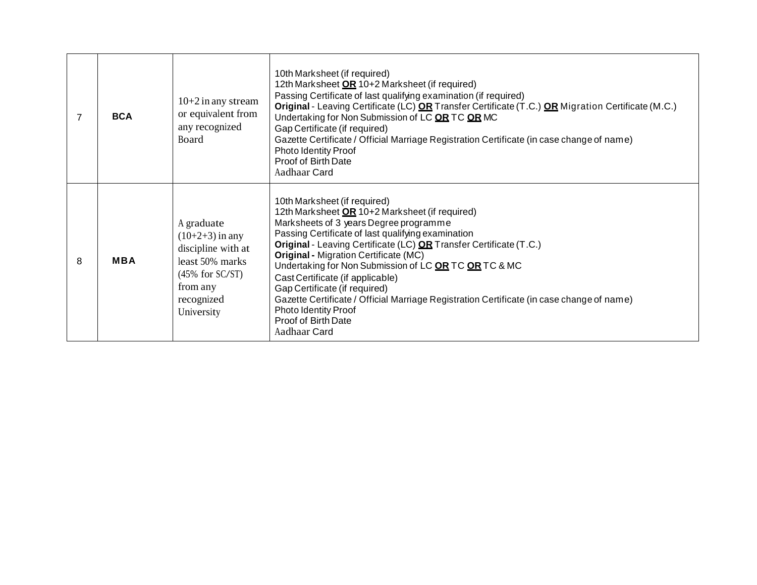| 7 | **BCA** | 10+2 in any stream or equivalent from any recognized Board | 10th Marksheet (if required)<br>12th Marksheet **OR** 10+2 Marksheet (if required)<br>Passing Certificate of last qualifying examination (if required)<br>**Original** - Leaving Certificate (LC) **OR** Transfer Certificate (T.C.) **OR** Migration Certificate (M.C.)<br>Undertaking for Non Submission of LC **OR** TC **OR** MC<br>Gap Certificate (if required)<br>Gazette Certificate / Official Marriage Registration Certificate (in case change of name)<br>Photo Identity Proof<br>Proof of Birth Date<br>Aadhaar Card |
|---|---|---|---|
| 8 | **MBA** | A graduate (10+2+3) in any discipline with at least 50% marks (45% for SC/ST) from any recognized University | 10th Marksheet (if required)<br>12th Marksheet **OR** 10+2 Marksheet (if required)<br>Marksheets of 3 years Degree programme<br>Passing Certificate of last qualifying examination<br>**Original** - Leaving Certificate (LC) **OR** Transfer Certificate (T.C.)<br>**Original -** Migration Certificate (MC)<br>Undertaking for Non Submission of LC **OR** TC **OR** TC & MC<br>Cast Certificate (if applicable)<br>Gap Certificate (if required)<br>Gazette Certificate / Official Marriage Registration Certificate (in case change of name)<br>Photo Identity Proof<br>Proof of Birth Date<br>Aadhaar Card |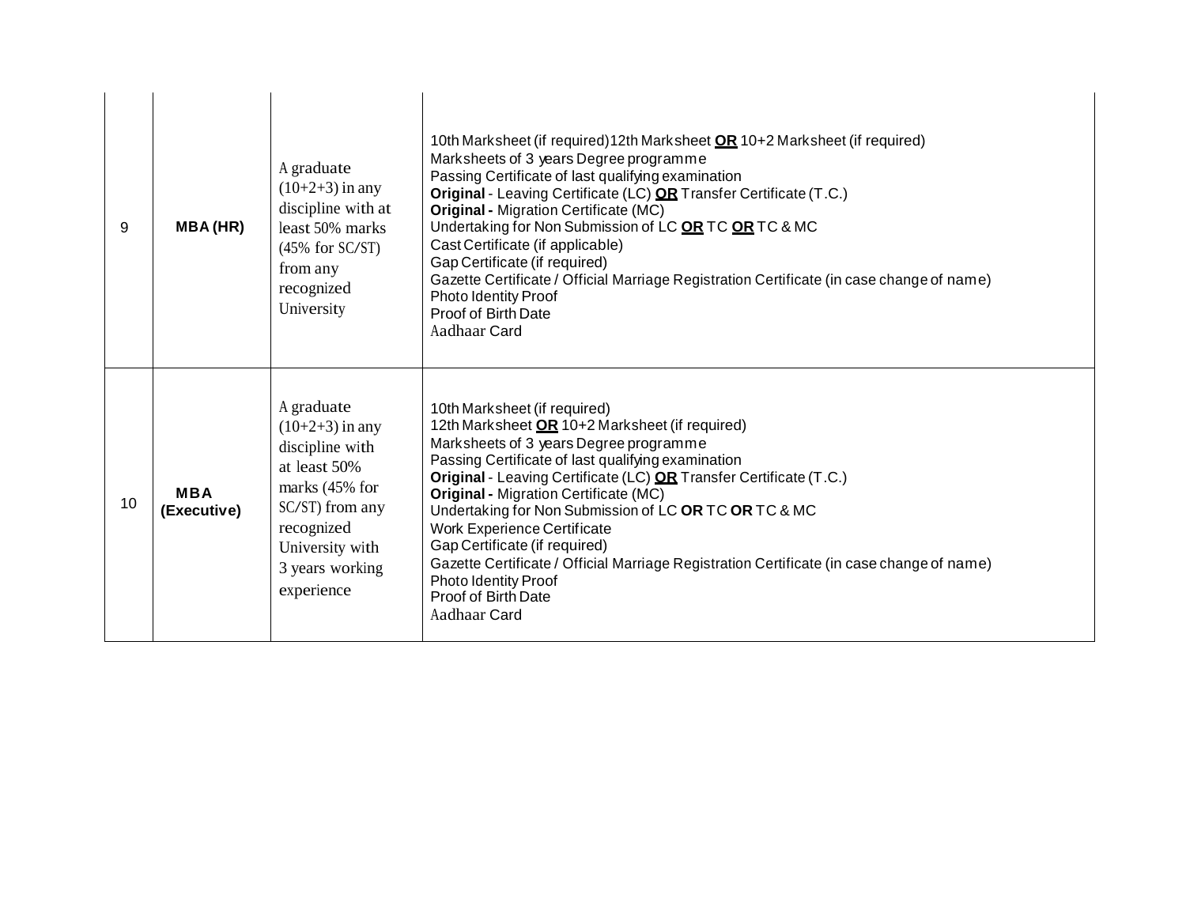| 9 | **MBA (HR)** | A graduate (10+2+3) in any discipline with at least 50% marks (45% for SC/ST) from any recognized University | 10th Marksheet (if required)12th Marksheet **OR** 10+2 Marksheet (if required)<br>Marksheets of 3 years Degree programme<br>Passing Certificate of last qualifying examination<br>**Original** - Leaving Certificate (LC) **OR** Transfer Certificate (T.C.)<br>**Original -** Migration Certificate (MC)<br>Undertaking for Non Submission of LC **OR** TC **OR** TC & MC<br>Cast Certificate (if applicable)<br>Gap Certificate (if required)<br>Gazette Certificate / Official Marriage Registration Certificate (in case change of name)<br>Photo Identity Proof<br>Proof of Birth Date<br>Aadhaar Card |
|---|---|---|---|
| 10 | **MBA (Executive)** | A graduate (10+2+3) in any discipline with at least 50% marks (45% for SC/ST) from any recognized University with 3 years working experience | 10th Marksheet (if required)<br>12th Marksheet **OR** 10+2 Marksheet (if required)<br>Marksheets of 3 years Degree programme<br>Passing Certificate of last qualifying examination<br>**Original** - Leaving Certificate (LC) **OR** Transfer Certificate (T.C.)<br>**Original -** Migration Certificate (MC)<br>Undertaking for Non Submission of LC **OR** TC **OR** TC & MC<br>Work Experience Certificate<br>Gap Certificate (if required)<br>Gazette Certificate / Official Marriage Registration Certificate (in case change of name)<br>Photo Identity Proof<br>Proof of Birth Date<br>Aadhaar Card |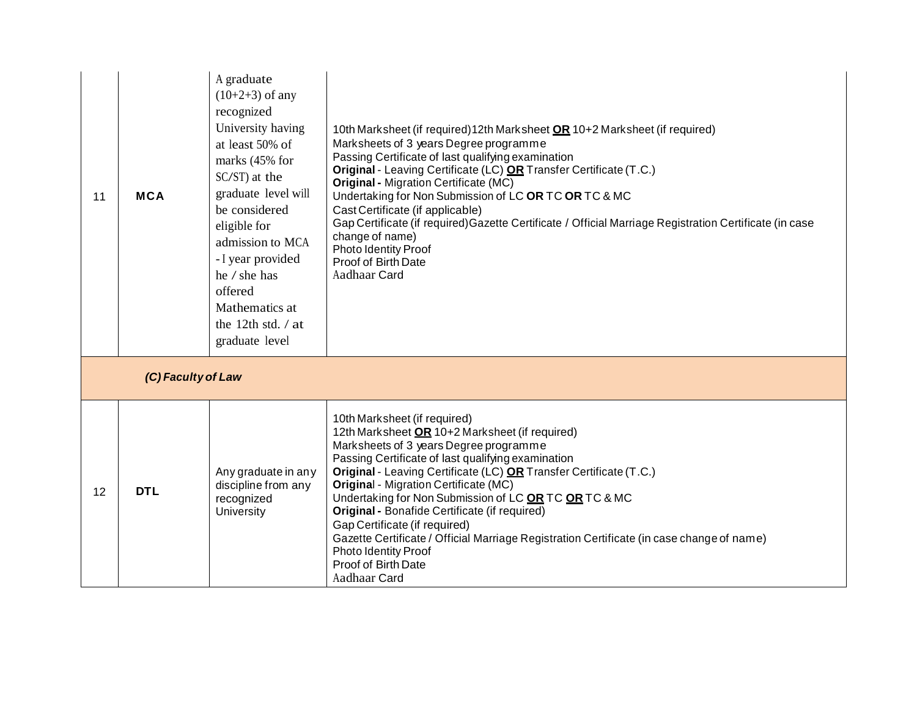| 11 | **MCA** | A graduate (10+2+3) of any recognized University having at least 50% of marks (45% for SC/ST) at the graduate level will be considered eligible for admission to MCA - I year provided he / she has offered Mathematics at the 12th std. / at graduate level | 10th Marksheet (if required)12th Marksheet **OR** 10+2 Marksheet (if required)<br>Marksheets of 3 years Degree programme<br>Passing Certificate of last qualifying examination<br>**Original** - Leaving Certificate (LC) **OR** Transfer Certificate (T.C.)<br>**Original -** Migration Certificate (MC)<br>Undertaking for Non Submission of LC **OR** TC **OR** TC & MC<br>Cast Certificate (if applicable)<br>Gap Certificate (if required)Gazette Certificate / Official Marriage Registration Certificate (in case change of name)<br>Photo Identity Proof<br>Proof of Birth Date<br>Aadhaar Card |
|---|---|---|---|
| | ***(C) Faculty of Law*** | | |
| 12 | **DTL** | Any graduate in any discipline from any recognized University | 10th Marksheet (if required)<br>12th Marksheet **OR** 10+2 Marksheet (if required)<br>Marksheets of 3 years Degree programme<br>Passing Certificate of last qualifying examination<br>**Original** - Leaving Certificate (LC) **OR** Transfer Certificate (T.C.)<br>**Origina**l - Migration Certificate (MC)<br>Undertaking for Non Submission of LC **OR** TC **OR** TC & MC<br>**Original -** Bonafide Certificate (if required)<br>Gap Certificate (if required)<br>Gazette Certificate / Official Marriage Registration Certificate (in case change of name)<br>Photo Identity Proof<br>Proof of Birth Date<br>Aadhaar Card |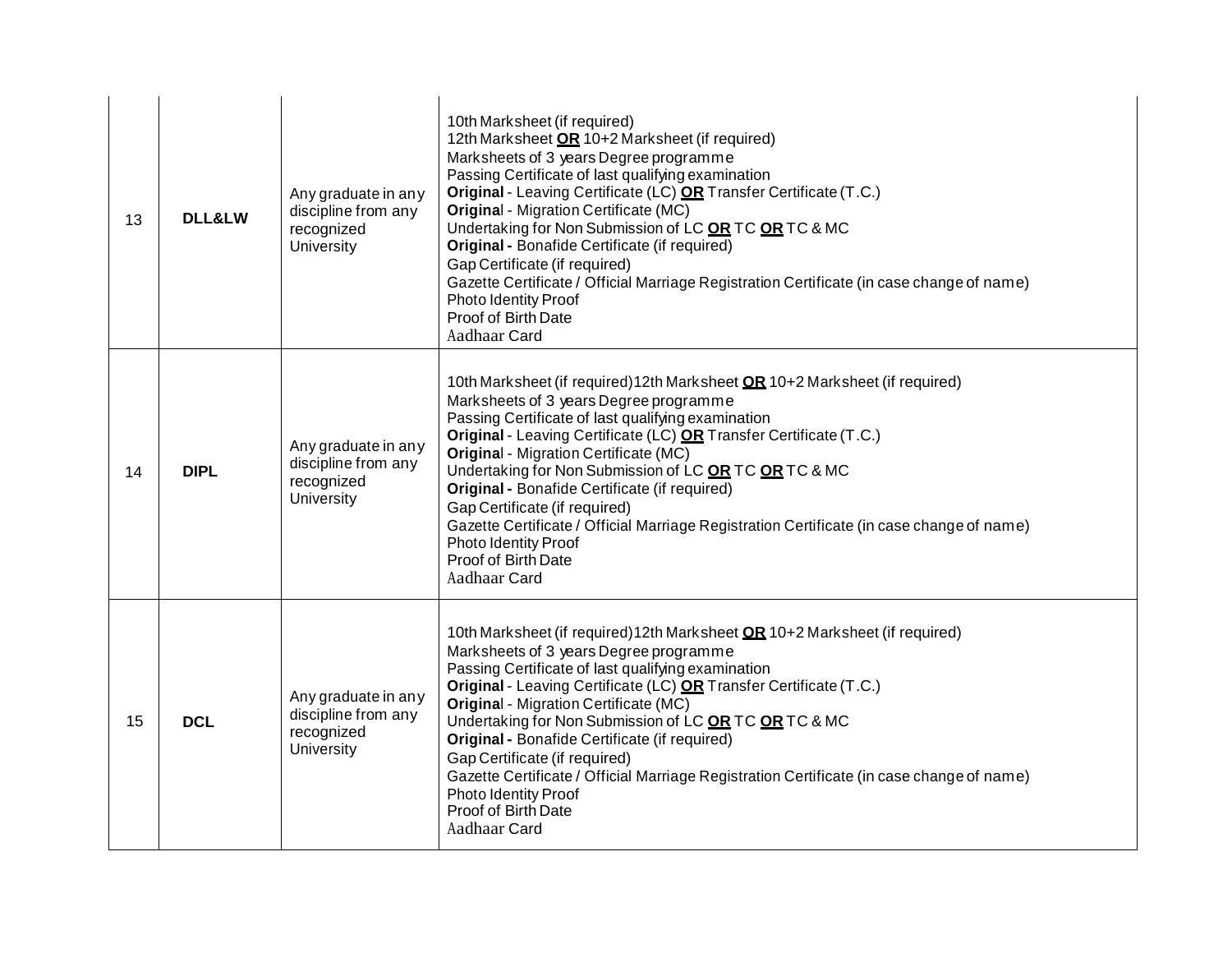| 13 | **DLL&LW** | Any graduate in any discipline from any recognized University | 10th Marksheet (if required)<br>12th Marksheet **OR** 10+2 Marksheet (if required)<br>Marksheets of 3 years Degree programme<br>Passing Certificate of last qualifying examination<br>**Original** - Leaving Certificate (LC) **OR** Transfer Certificate (T.C.)<br>**Original** - Migration Certificate (MC)<br>Undertaking for Non Submission of LC **OR** TC **OR** TC & MC<br>**Original -** Bonafide Certificate (if required)<br>Gap Certificate (if required)<br>Gazette Certificate / Official Marriage Registration Certificate (in case change of name)<br>Photo Identity Proof<br>Proof of Birth Date<br>Aadhaar Card |
|---|---|---|---|
| 14 | **DIPL** | Any graduate in any discipline from any recognized University | 10th Marksheet (if required)12th Marksheet **OR** 10+2 Marksheet (if required)<br>Marksheets of 3 years Degree programme<br>Passing Certificate of last qualifying examination<br>**Original** - Leaving Certificate (LC) **OR** Transfer Certificate (T.C.)<br>**Original** - Migration Certificate (MC)<br>Undertaking for Non Submission of LC **OR** TC **OR** TC & MC<br>**Original -** Bonafide Certificate (if required)<br>Gap Certificate (if required)<br>Gazette Certificate / Official Marriage Registration Certificate (in case change of name)<br>Photo Identity Proof<br>Proof of Birth Date<br>Aadhaar Card |
| 15 | **DCL** | Any graduate in any discipline from any recognized University | 10th Marksheet (if required)12th Marksheet **OR** 10+2 Marksheet (if required)<br>Marksheets of 3 years Degree programme<br>Passing Certificate of last qualifying examination<br>**Original** - Leaving Certificate (LC) **OR** Transfer Certificate (T.C.)<br>**Original** - Migration Certificate (MC)<br>Undertaking for Non Submission of LC **OR** TC **OR** TC & MC<br>**Original -** Bonafide Certificate (if required)<br>Gap Certificate (if required)<br>Gazette Certificate / Official Marriage Registration Certificate (in case change of name)<br>Photo Identity Proof<br>Proof of Birth Date<br>Aadhaar Card |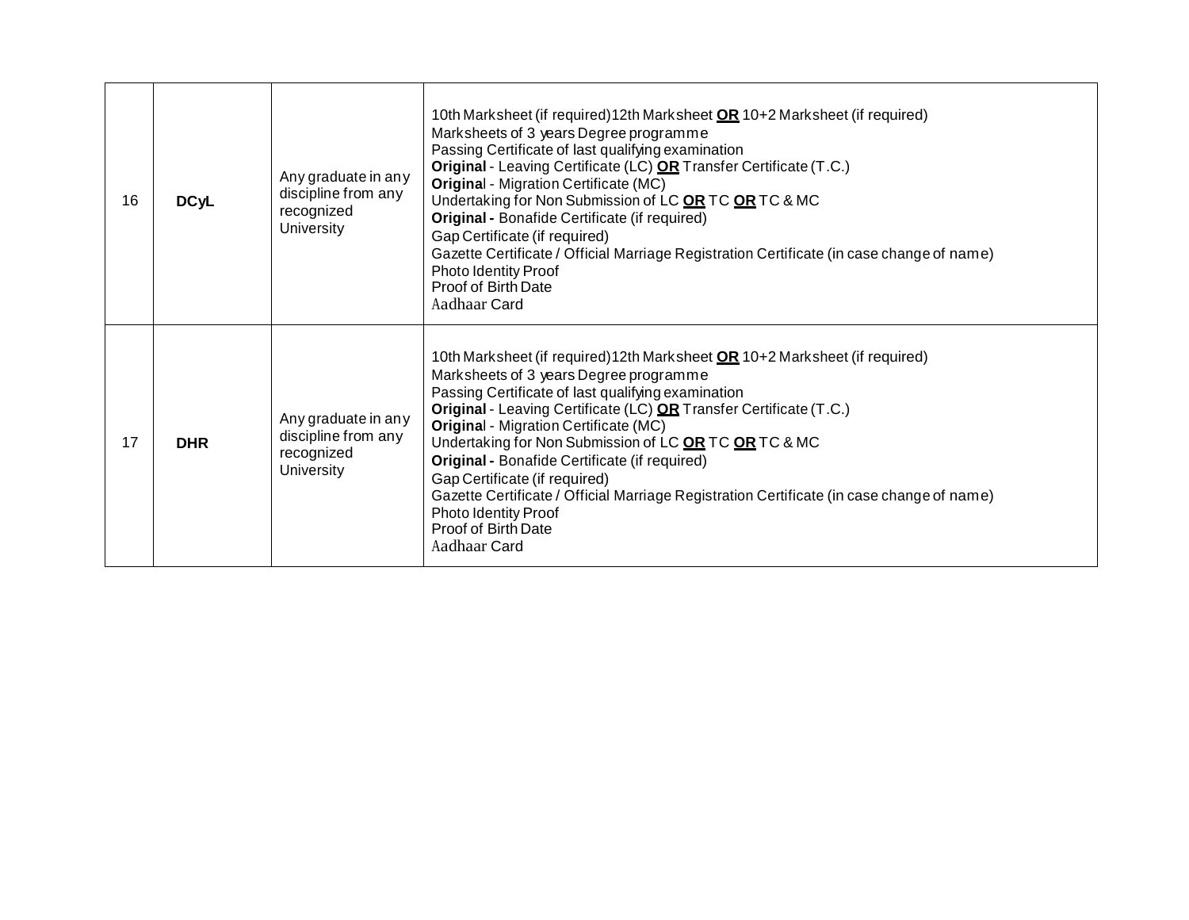| | | | |
|---|---|---|---|
| 16 | **DCyL** | Any graduate in any discipline from any recognized University | 10th Marksheet (if required)12th Marksheet **OR** 10+2 Marksheet (if required)<br>Marksheets of 3 years Degree programme<br>Passing Certificate of last qualifying examination<br>**Original** - Leaving Certificate (LC) **OR** Transfer Certificate (T.C.)<br>**Origina**l - Migration Certificate (MC)<br>Undertaking for Non Submission of LC **OR** TC **OR** TC & MC<br>**Original -** Bonafide Certificate (if required)<br>Gap Certificate (if required)<br>Gazette Certificate / Official Marriage Registration Certificate (in case change of name)<br>Photo Identity Proof<br>Proof of Birth Date<br>Aadhaar Card |
| 17 | **DHR** | Any graduate in any discipline from any recognized University | 10th Marksheet (if required)12th Marksheet **OR** 10+2 Marksheet (if required)<br>Marksheets of 3 years Degree programme<br>Passing Certificate of last qualifying examination<br>**Original** - Leaving Certificate (LC) **OR** Transfer Certificate (T.C.)<br>**Origina**l - Migration Certificate (MC)<br>Undertaking for Non Submission of LC **OR** TC **OR** TC & MC<br>**Original -** Bonafide Certificate (if required)<br>Gap Certificate (if required)<br>Gazette Certificate / Official Marriage Registration Certificate (in case change of name)<br>Photo Identity Proof<br>Proof of Birth Date<br>Aadhaar Card |